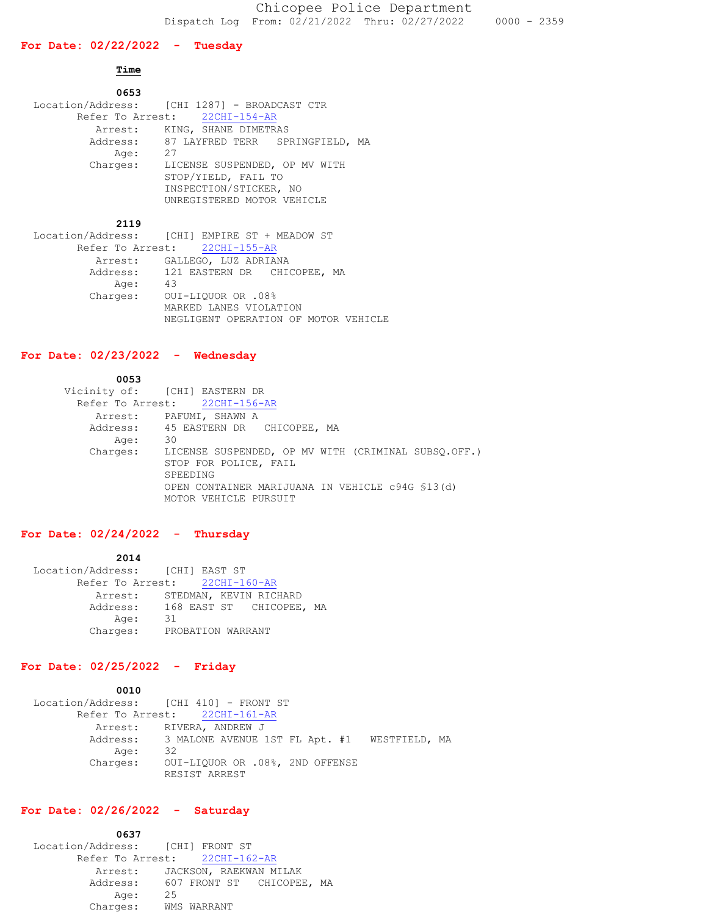# Chicopee Police Department

Dispatch Log From: 02/21/2022 Thru: 02/27/2022 0000 - 2359

## For Date: 02/22/2022 - Tuesday

**Time**

**0653**

Location/Address: [CHI 1287] - BROADCAST CTR
Refer To Arrest: 22CHI-154-AR
Arrest: KING, SHANE DIMETRAS
Address: 87 LAYFRED TERR SPRINGFIELD, MA
Age: 27
Charges: LICENSE SUSPENDED, OP MV WITH
STOP/YIELD, FAIL TO
INSPECTION/STICKER, NO
UNREGISTERED MOTOR VEHICLE

**2119**

Location/Address: [CHI] EMPIRE ST + MEADOW ST
Refer To Arrest: 22CHI-155-AR
Arrest: GALLEGO, LUZ ADRIANA
Address: 121 EASTERN DR CHICOPEE, MA
Age: 43
Charges: OUI-LIQUOR OR .08%
MARKED LANES VIOLATION
NEGLIGENT OPERATION OF MOTOR VEHICLE

## For Date: 02/23/2022 - Wednesday

**0053**

Vicinity of: [CHI] EASTERN DR
Refer To Arrest: 22CHI-156-AR
Arrest: PAFUMI, SHAWN A
Address: 45 EASTERN DR CHICOPEE, MA
Age: 30
Charges: LICENSE SUSPENDED, OP MV WITH (CRIMINAL SUBSQ.OFF.)
STOP FOR POLICE, FAIL
SPEEDING
OPEN CONTAINER MARIJUANA IN VEHICLE c94G §13(d)
MOTOR VEHICLE PURSUIT

## For Date: 02/24/2022 - Thursday

**2014**

Location/Address: [CHI] EAST ST
Refer To Arrest: 22CHI-160-AR
Arrest: STEDMAN, KEVIN RICHARD
Address: 168 EAST ST CHICOPEE, MA
Age: 31
Charges: PROBATION WARRANT

## For Date: 02/25/2022 - Friday

**0010**

Location/Address: [CHI 410] - FRONT ST
Refer To Arrest: 22CHI-161-AR
Arrest: RIVERA, ANDREW J
Address: 3 MALONE AVENUE 1ST FL Apt. #1 WESTFIELD, MA
Age: 32
Charges: OUI-LIQUOR OR .08%, 2ND OFFENSE
RESIST ARREST

## For Date: 02/26/2022 - Saturday

**0637**

Location/Address: [CHI] FRONT ST
Refer To Arrest: 22CHI-162-AR
Arrest: JACKSON, RAEKWAN MILAK
Address: 607 FRONT ST CHICOPEE, MA
Age: 25
Charges: WMS WARRANT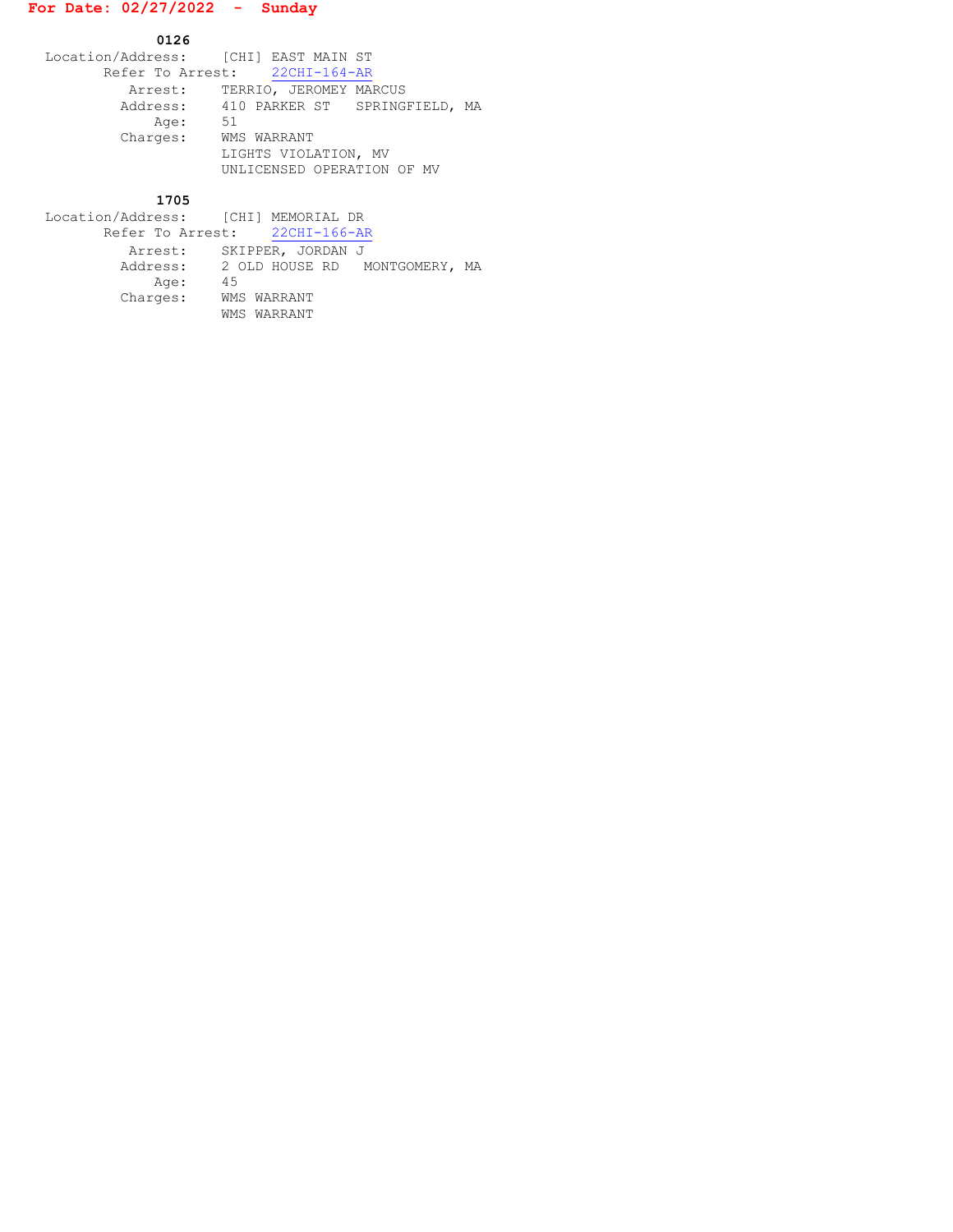**For Date: 02/27/2022 - Sunday**

**0126**

Location/Address: [CHI] EAST MAIN ST
Refer To Arrest: 22CHI-164-AR
Arrest: TERRIO, JEROMEY MARCUS
Address: 410 PARKER ST SPRINGFIELD, MA
Age: 51
Charges: WMS WARRANT
LIGHTS VIOLATION, MV
UNLICENSED OPERATION OF MV

**1705**

Location/Address: [CHI] MEMORIAL DR
Refer To Arrest: 22CHI-166-AR
Arrest: SKIPPER, JORDAN J
Address: 2 OLD HOUSE RD MONTGOMERY, MA
Age: 45
Charges: WMS WARRANT
WMS WARRANT